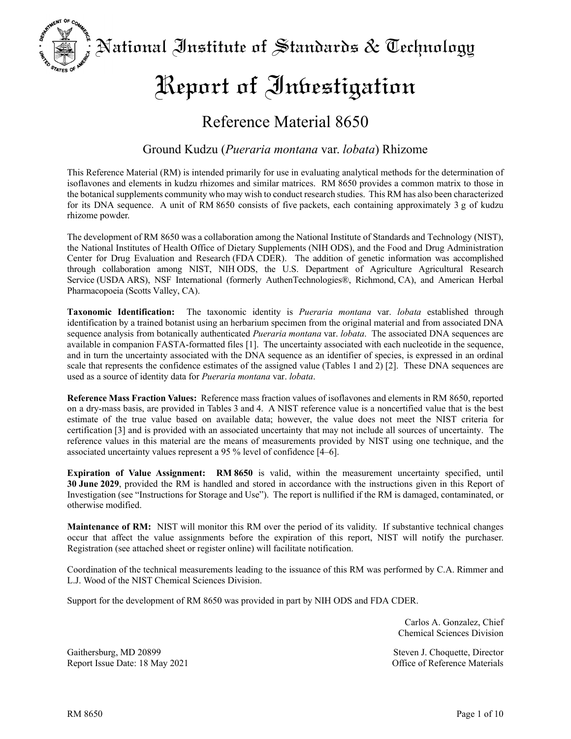# National Institute of Standards & Technology

# Report of Investigation

## Reference Material 8650

### Ground Kudzu (*Pueraria montana* var. *lobata*) Rhizome

This Reference Material (RM) is intended primarily for use in evaluating analytical methods for the determination of isoflavones and elements in kudzu rhizomes and similar matrices. RM 8650 provides a common matrix to those in the botanical supplements community who may wish to conduct research studies. This RM has also been characterized for its DNA sequence. A unit of RM 8650 consists of five packets, each containing approximately 3 g of kudzu rhizome powder.

The development of RM 8650 was a collaboration among the National Institute of Standards and Technology (NIST), the National Institutes of Health Office of Dietary Supplements (NIH ODS), and the Food and Drug Administration Center for Drug Evaluation and Research (FDA CDER). The addition of genetic information was accomplished through collaboration among NIST, NIH ODS, the U.S. Department of Agriculture Agricultural Research Service (USDA ARS), NSF International (formerly AuthenTechnologies®, Richmond, CA), and American Herbal Pharmacopoeia (Scotts Valley, CA).

**Taxonomic Identification:** The taxonomic identity is *Pueraria montana* var. *lobata* established through identification by a trained botanist using an herbarium specimen from the original material and from associated DNA sequence analysis from botanically authenticated *Pueraria montana* var. *lobata*. The associated DNA sequences are available in companion FASTA-formatted files [1]. The uncertainty associated with each nucleotide in the sequence, and in turn the uncertainty associated with the DNA sequence as an identifier of species, is expressed in an ordinal scale that represents the confidence estimates of the assigned value (Tables 1 and 2) [2]. These DNA sequences are used as a source of identity data for *Pueraria montana* var. *lobata*.

**Reference Mass Fraction Values:** Reference mass fraction values of isoflavones and elements in RM 8650, reported on a dry-mass basis, are provided in Tables 3 and 4. A NIST reference value is a noncertified value that is the best estimate of the true value based on available data; however, the value does not meet the NIST criteria for certification [3] and is provided with an associated uncertainty that may not include all sources of uncertainty. The reference values in this material are the means of measurements provided by NIST using one technique, and the associated uncertainty values represent a 95 % level of confidence [4–6].

**Expiration of Value Assignment:** **RM 8650** is valid, within the measurement uncertainty specified, until **30 June 2029**, provided the RM is handled and stored in accordance with the instructions given in this Report of Investigation (see "Instructions for Storage and Use"). The report is nullified if the RM is damaged, contaminated, or otherwise modified.

**Maintenance of RM:** NIST will monitor this RM over the period of its validity. If substantive technical changes occur that affect the value assignments before the expiration of this report, NIST will notify the purchaser. Registration (see attached sheet or register online) will facilitate notification.

Coordination of the technical measurements leading to the issuance of this RM was performed by C.A. Rimmer and L.J. Wood of the NIST Chemical Sciences Division.

Support for the development of RM 8650 was provided in part by NIH ODS and FDA CDER.

Carlos A. Gonzalez, Chief
Chemical Sciences Division

Gaithersburg, MD 20899
Report Issue Date: 18 May 2021

Steven J. Choquette, Director
Office of Reference Materials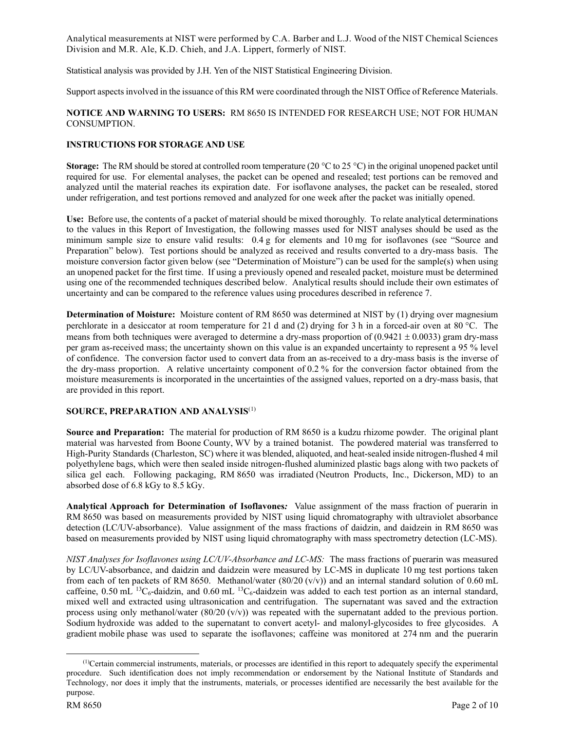Analytical measurements at NIST were performed by C.A. Barber and L.J. Wood of the NIST Chemical Sciences Division and M.R. Ale, K.D. Chieh, and J.A. Lippert, formerly of NIST.

Statistical analysis was provided by J.H. Yen of the NIST Statistical Engineering Division.

Support aspects involved in the issuance of this RM were coordinated through the NIST Office of Reference Materials.

**NOTICE AND WARNING TO USERS:** RM 8650 IS INTENDED FOR RESEARCH USE; NOT FOR HUMAN CONSUMPTION.

## INSTRUCTIONS FOR STORAGE AND USE

**Storage:** The RM should be stored at controlled room temperature (20 °C to 25 °C) in the original unopened packet until required for use. For elemental analyses, the packet can be opened and resealed; test portions can be removed and analyzed until the material reaches its expiration date. For isoflavone analyses, the packet can be resealed, stored under refrigeration, and test portions removed and analyzed for one week after the packet was initially opened.

**Use:** Before use, the contents of a packet of material should be mixed thoroughly. To relate analytical determinations to the values in this Report of Investigation, the following masses used for NIST analyses should be used as the minimum sample size to ensure valid results: 0.4 g for elements and 10 mg for isoflavones (see "Source and Preparation" below). Test portions should be analyzed as received and results converted to a dry-mass basis. The moisture conversion factor given below (see "Determination of Moisture") can be used for the sample(s) when using an unopened packet for the first time. If using a previously opened and resealed packet, moisture must be determined using one of the recommended techniques described below. Analytical results should include their own estimates of uncertainty and can be compared to the reference values using procedures described in reference 7.

**Determination of Moisture:** Moisture content of RM 8650 was determined at NIST by (1) drying over magnesium perchlorate in a desiccator at room temperature for 21 d and (2) drying for 3 h in a forced-air oven at 80 °C. The means from both techniques were averaged to determine a dry-mass proportion of (0.9421 ± 0.0033) gram dry-mass per gram as-received mass; the uncertainty shown on this value is an expanded uncertainty to represent a 95 % level of confidence. The conversion factor used to convert data from an as-received to a dry-mass basis is the inverse of the dry-mass proportion. A relative uncertainty component of 0.2 % for the conversion factor obtained from the moisture measurements is incorporated in the uncertainties of the assigned values, reported on a dry-mass basis, that are provided in this report.

## SOURCE, PREPARATION AND ANALYSIS[(1)]

**Source and Preparation:** The material for production of RM 8650 is a kudzu rhizome powder. The original plant material was harvested from Boone County, WV by a trained botanist. The powdered material was transferred to High-Purity Standards (Charleston, SC) where it was blended, aliquoted, and heat-sealed inside nitrogen-flushed 4 mil polyethylene bags, which were then sealed inside nitrogen-flushed aluminized plastic bags along with two packets of silica gel each. Following packaging, RM 8650 was irradiated (Neutron Products, Inc., Dickerson, MD) to an absorbed dose of 6.8 kGy to 8.5 kGy.

**Analytical Approach for Determination of Isoflavones*:*** Value assignment of the mass fraction of puerarin in RM 8650 was based on measurements provided by NIST using liquid chromatography with ultraviolet absorbance detection (LC/UV-absorbance). Value assignment of the mass fractions of daidzin, and daidzein in RM 8650 was based on measurements provided by NIST using liquid chromatography with mass spectrometry detection (LC-MS).

*NIST Analyses for Isoflavones using LC/UV-Absorbance and LC-MS:* The mass fractions of puerarin was measured by LC/UV-absorbance, and daidzin and daidzein were measured by LC-MS in duplicate 10 mg test portions taken from each of ten packets of RM 8650. Methanol/water (80/20 (v/v)) and an internal standard solution of 0.60 mL caffeine, 0.50 mL $^{13}C_6$-daidzin, and 0.60 mL $^{13}C_6$-daidzein was added to each test portion as an internal standard, mixed well and extracted using ultrasonication and centrifugation. The supernatant was saved and the extraction process using only methanol/water (80/20 (v/v)) was repeated with the supernatant added to the previous portion. Sodium hydroxide was added to the supernatant to convert acetyl- and malonyl-glycosides to free glycosides. A gradient mobile phase was used to separate the isoflavones; caffeine was monitored at 274 nm and the puerarin

(1) Certain commercial instruments, materials, or processes are identified in this report to adequately specify the experimental procedure. Such identification does not imply recommendation or endorsement by the National Institute of Standards and Technology, nor does it imply that the instruments, materials, or processes identified are necessarily the best available for the purpose.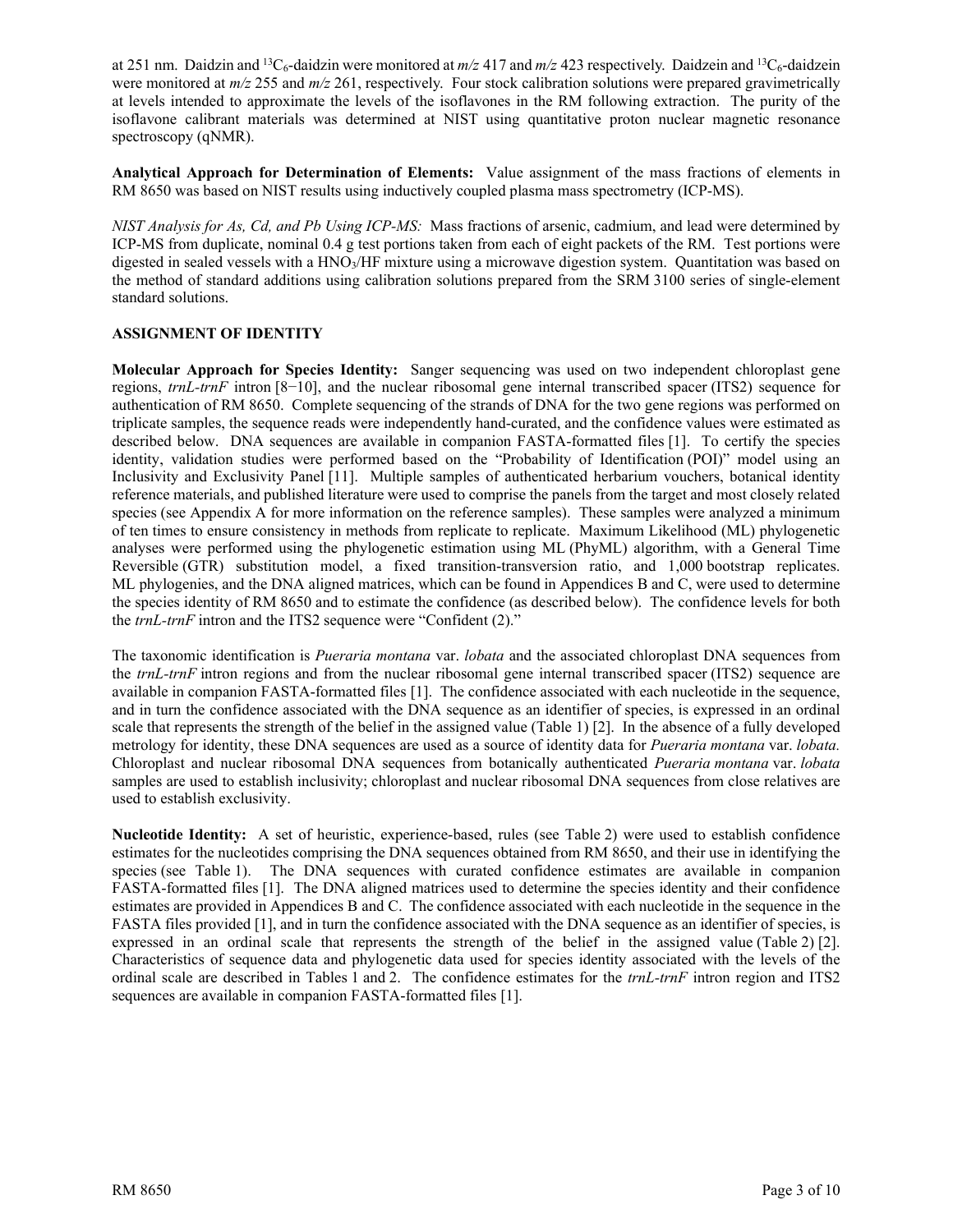at 251 nm. Daidzin and $^{13}C_6$-daidzin were monitored at *m/z* 417 and *m/z* 423 respectively. Daidzein and $^{13}C_6$-daidzein were monitored at *m/z* 255 and *m/z* 261, respectively. Four stock calibration solutions were prepared gravimetrically at levels intended to approximate the levels of the isoflavones in the RM following extraction. The purity of the isoflavone calibrant materials was determined at NIST using quantitative proton nuclear magnetic resonance spectroscopy (qNMR).

**Analytical Approach for Determination of Elements:** Value assignment of the mass fractions of elements in RM 8650 was based on NIST results using inductively coupled plasma mass spectrometry (ICP-MS).

*NIST Analysis for As, Cd, and Pb Using ICP-MS:* Mass fractions of arsenic, cadmium, and lead were determined by ICP-MS from duplicate, nominal 0.4 g test portions taken from each of eight packets of the RM. Test portions were digested in sealed vessels with a $HNO_3$/HF mixture using a microwave digestion system. Quantitation was based on the method of standard additions using calibration solutions prepared from the SRM 3100 series of single-element standard solutions.

## ASSIGNMENT OF IDENTITY

**Molecular Approach for Species Identity:** Sanger sequencing was used on two independent chloroplast gene regions, *trnL-trnF* intron [8−10], and the nuclear ribosomal gene internal transcribed spacer (ITS2) sequence for authentication of RM 8650. Complete sequencing of the strands of DNA for the two gene regions was performed on triplicate samples, the sequence reads were independently hand-curated, and the confidence values were estimated as described below. DNA sequences are available in companion FASTA-formatted files [1]. To certify the species identity, validation studies were performed based on the "Probability of Identification (POI)" model using an Inclusivity and Exclusivity Panel [11]. Multiple samples of authenticated herbarium vouchers, botanical identity reference materials, and published literature were used to comprise the panels from the target and most closely related species (see Appendix A for more information on the reference samples). These samples were analyzed a minimum of ten times to ensure consistency in methods from replicate to replicate. Maximum Likelihood (ML) phylogenetic analyses were performed using the phylogenetic estimation using ML (PhyML) algorithm, with a General Time Reversible (GTR) substitution model, a fixed transition-transversion ratio, and 1,000 bootstrap replicates. ML phylogenies, and the DNA aligned matrices, which can be found in Appendices B and C, were used to determine the species identity of RM 8650 and to estimate the confidence (as described below). The confidence levels for both the *trnL-trnF* intron and the ITS2 sequence were "Confident (2)."

The taxonomic identification is *Pueraria montana* var. *lobata* and the associated chloroplast DNA sequences from the *trnL-trnF* intron regions and from the nuclear ribosomal gene internal transcribed spacer (ITS2) sequence are available in companion FASTA-formatted files [1]. The confidence associated with each nucleotide in the sequence, and in turn the confidence associated with the DNA sequence as an identifier of species, is expressed in an ordinal scale that represents the strength of the belief in the assigned value (Table 1) [2]. In the absence of a fully developed metrology for identity, these DNA sequences are used as a source of identity data for *Pueraria montana* var. *lobata.* Chloroplast and nuclear ribosomal DNA sequences from botanically authenticated *Pueraria montana* var. *lobata* samples are used to establish inclusivity; chloroplast and nuclear ribosomal DNA sequences from close relatives are used to establish exclusivity.

**Nucleotide Identity:** A set of heuristic, experience-based, rules (see Table 2) were used to establish confidence estimates for the nucleotides comprising the DNA sequences obtained from RM 8650, and their use in identifying the species (see Table 1). The DNA sequences with curated confidence estimates are available in companion FASTA-formatted files [1]. The DNA aligned matrices used to determine the species identity and their confidence estimates are provided in Appendices B and C. The confidence associated with each nucleotide in the sequence in the FASTA files provided [1], and in turn the confidence associated with the DNA sequence as an identifier of species, is expressed in an ordinal scale that represents the strength of the belief in the assigned value (Table 2) [2]. Characteristics of sequence data and phylogenetic data used for species identity associated with the levels of the ordinal scale are described in Tables 1 and 2. The confidence estimates for the *trnL-trnF* intron region and ITS2 sequences are available in companion FASTA-formatted files [1].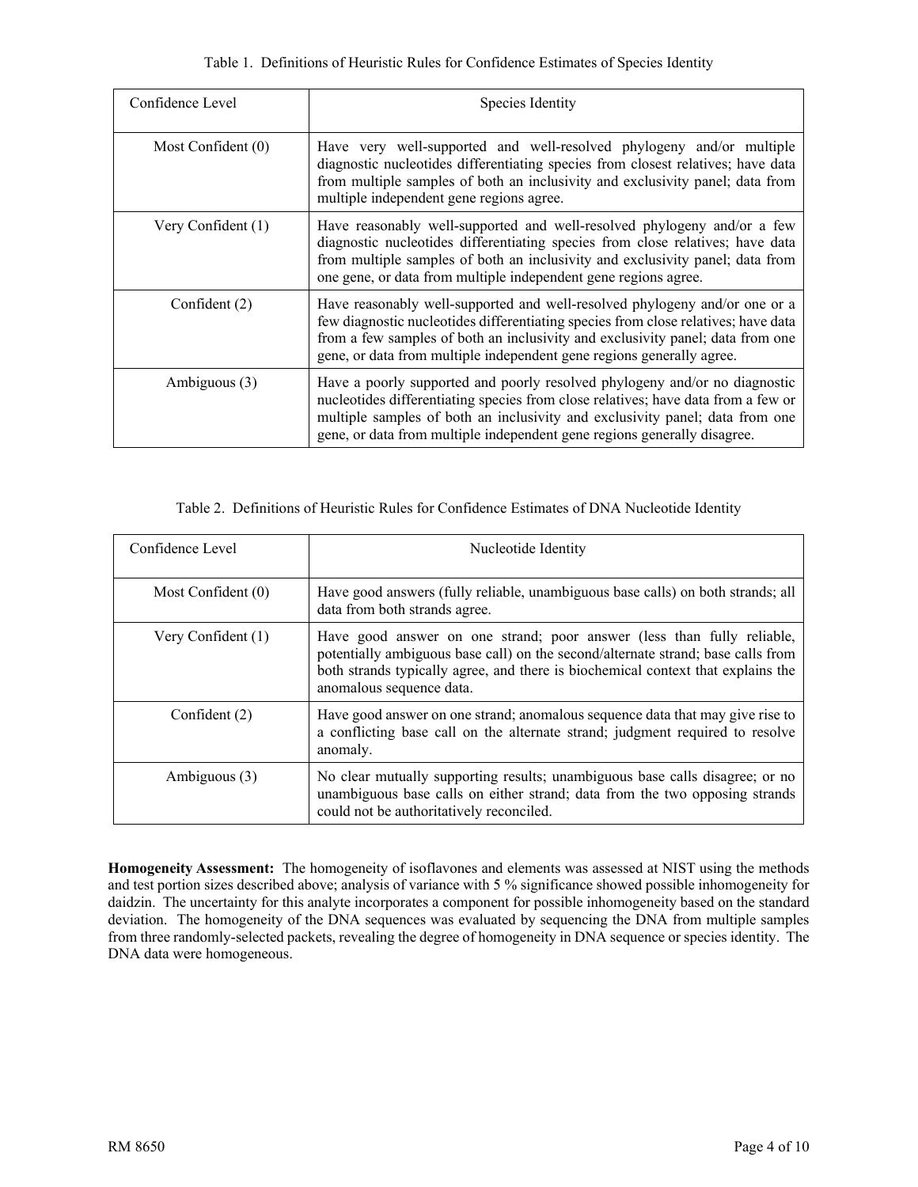Table 1. Definitions of Heuristic Rules for Confidence Estimates of Species Identity

| Confidence Level | Species Identity |
|---|---|
| Most Confident (0) | Have very well-supported and well-resolved phylogeny and/or multiple diagnostic nucleotides differentiating species from closest relatives; have data from multiple samples of both an inclusivity and exclusivity panel; data from multiple independent gene regions agree. |
| Very Confident (1) | Have reasonably well-supported and well-resolved phylogeny and/or a few diagnostic nucleotides differentiating species from close relatives; have data from multiple samples of both an inclusivity and exclusivity panel; data from one gene, or data from multiple independent gene regions agree. |
| Confident (2) | Have reasonably well-supported and well-resolved phylogeny and/or one or a few diagnostic nucleotides differentiating species from close relatives; have data from a few samples of both an inclusivity and exclusivity panel; data from one gene, or data from multiple independent gene regions generally agree. |
| Ambiguous (3) | Have a poorly supported and poorly resolved phylogeny and/or no diagnostic nucleotides differentiating species from close relatives; have data from a few or multiple samples of both an inclusivity and exclusivity panel; data from one gene, or data from multiple independent gene regions generally disagree. |

Table 2. Definitions of Heuristic Rules for Confidence Estimates of DNA Nucleotide Identity

| Confidence Level | Nucleotide Identity |
|---|---|
| Most Confident (0) | Have good answers (fully reliable, unambiguous base calls) on both strands; all data from both strands agree. |
| Very Confident (1) | Have good answer on one strand; poor answer (less than fully reliable, potentially ambiguous base call) on the second/alternate strand; base calls from both strands typically agree, and there is biochemical context that explains the anomalous sequence data. |
| Confident (2) | Have good answer on one strand; anomalous sequence data that may give rise to a conflicting base call on the alternate strand; judgment required to resolve anomaly. |
| Ambiguous (3) | No clear mutually supporting results; unambiguous base calls disagree; or no unambiguous base calls on either strand; data from the two opposing strands could not be authoritatively reconciled. |

**Homogeneity Assessment:** The homogeneity of isoflavones and elements was assessed at NIST using the methods and test portion sizes described above; analysis of variance with 5 % significance showed possible inhomogeneity for daidzin. The uncertainty for this analyte incorporates a component for possible inhomogeneity based on the standard deviation. The homogeneity of the DNA sequences was evaluated by sequencing the DNA from multiple samples from three randomly-selected packets, revealing the degree of homogeneity in DNA sequence or species identity. The DNA data were homogeneous.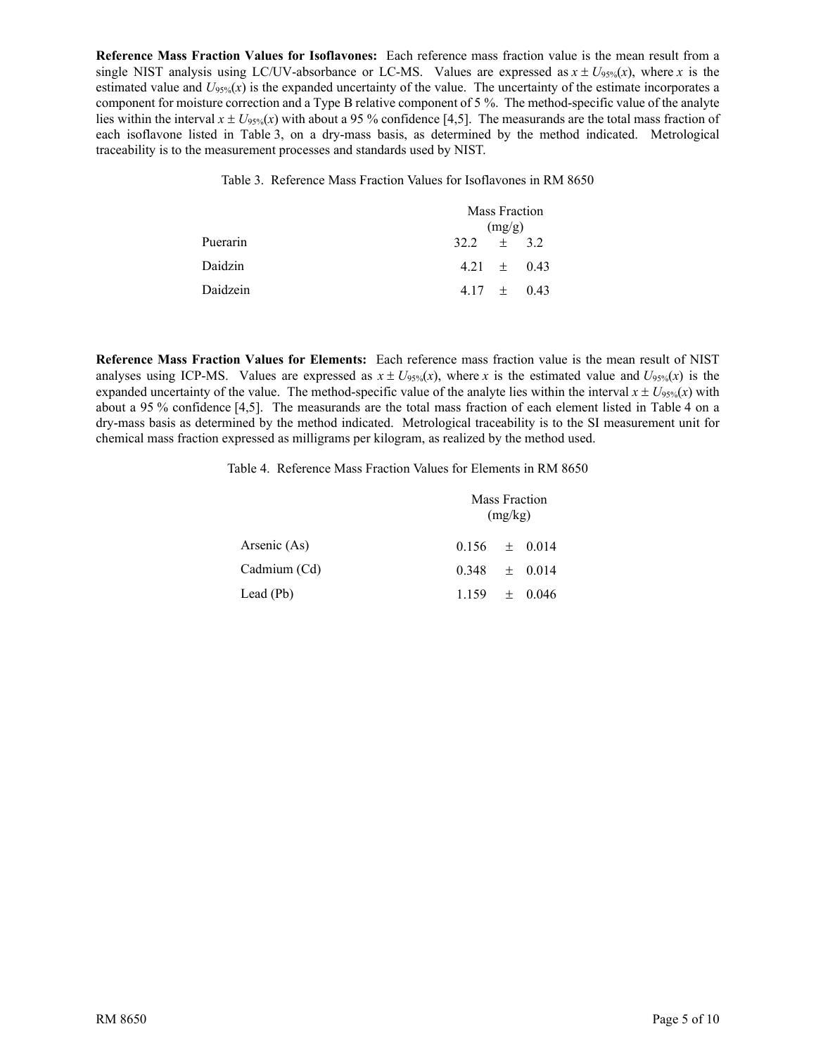**Reference Mass Fraction Values for Isoflavones:** Each reference mass fraction value is the mean result from a single NIST analysis using LC/UV-absorbance or LC-MS. Values are expressed as $x \pm U_{95\%}(x)$, where $x$ is the estimated value and $U_{95\%}(x)$ is the expanded uncertainty of the value. The uncertainty of the estimate incorporates a component for moisture correction and a Type B relative component of 5 %. The method-specific value of the analyte lies within the interval $x \pm U_{95\%}(x)$ with about a 95 % confidence [4,5]. The measurands are the total mass fraction of each isoflavone listed in Table 3, on a dry-mass basis, as determined by the method indicated. Metrological traceability is to the measurement processes and standards used by NIST.

Table 3. Reference Mass Fraction Values for Isoflavones in RM 8650

| | Mass Fraction (mg/g) |
|---|---|
| Puerarin | 32.2 ± 3.2 |
| Daidzin | 4.21 ± 0.43 |
| Daidzein | 4.17 ± 0.43 |

**Reference Mass Fraction Values for Elements:** Each reference mass fraction value is the mean result of NIST analyses using ICP-MS. Values are expressed as $x \pm U_{95\%}(x)$, where $x$ is the estimated value and $U_{95\%}(x)$ is the expanded uncertainty of the value. The method-specific value of the analyte lies within the interval $x \pm U_{95\%}(x)$ with about a 95 % confidence [4,5]. The measurands are the total mass fraction of each element listed in Table 4 on a dry-mass basis as determined by the method indicated. Metrological traceability is to the SI measurement unit for chemical mass fraction expressed as milligrams per kilogram, as realized by the method used.

Table 4. Reference Mass Fraction Values for Elements in RM 8650

| | Mass Fraction (mg/kg) |
|---|---|
| Arsenic (As) | 0.156 ± 0.014 |
| Cadmium (Cd) | 0.348 ± 0.014 |
| Lead (Pb) | 1.159 ± 0.046 |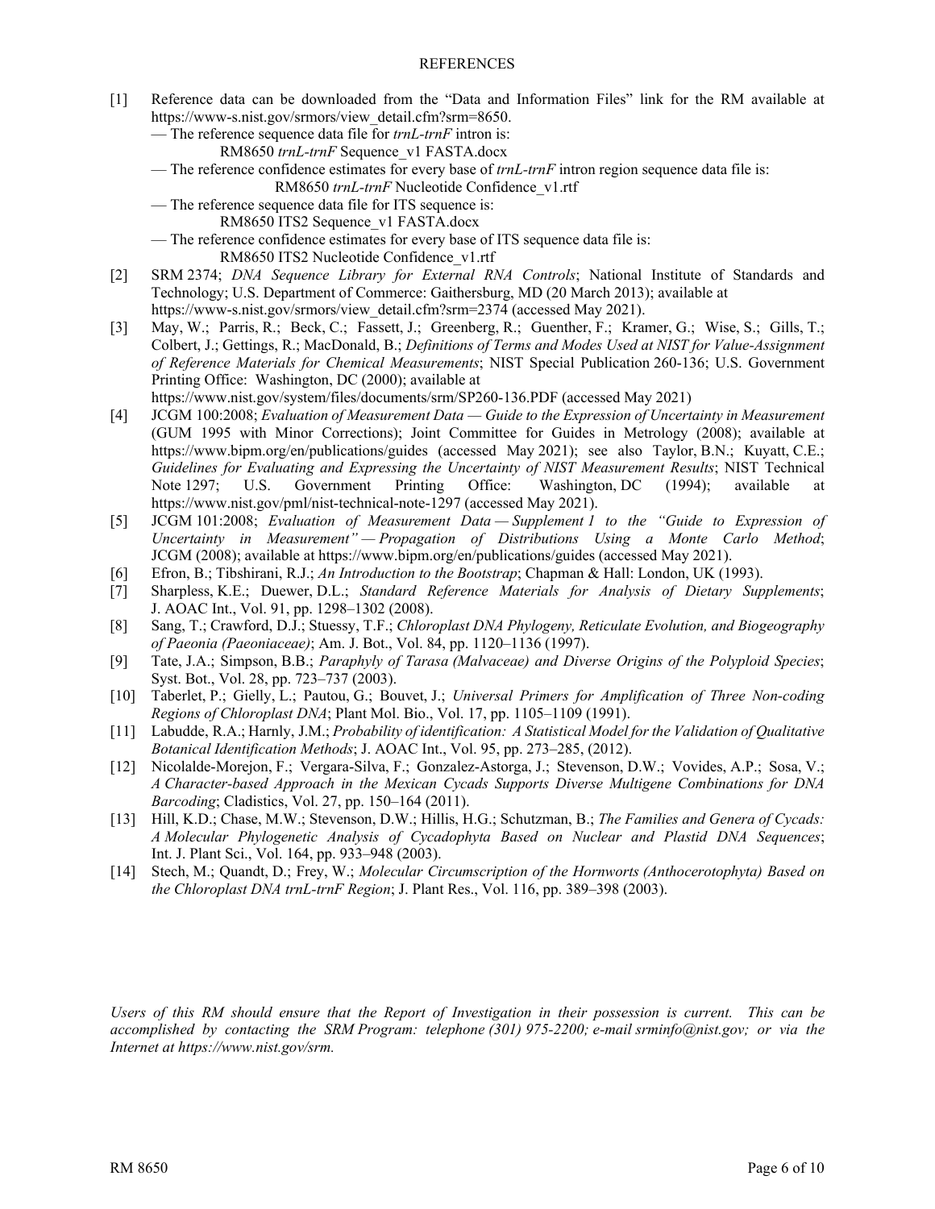# REFERENCES

[1] Reference data can be downloaded from the "Data and Information Files" link for the RM available at https://www-s.nist.gov/srmors/view_detail.cfm?srm=8650.
— The reference sequence data file for *trnL-trnF* intron is:
RM8650 *trnL-trnF* Sequence_v1 FASTA.docx
— The reference confidence estimates for every base of *trnL-trnF* intron region sequence data file is:
RM8650 *trnL-trnF* Nucleotide Confidence_v1.rtf
— The reference sequence data file for ITS sequence is:
RM8650 ITS2 Sequence_v1 FASTA.docx
— The reference confidence estimates for every base of ITS sequence data file is:
RM8650 ITS2 Nucleotide Confidence_v1.rtf

[2] SRM 2374; *DNA Sequence Library for External RNA Controls*; National Institute of Standards and Technology; U.S. Department of Commerce: Gaithersburg, MD (20 March 2013); available at https://www-s.nist.gov/srmors/view_detail.cfm?srm=2374 (accessed May 2021).

[3] May, W.; Parris, R.; Beck, C.; Fassett, J.; Greenberg, R.; Guenther, F.; Kramer, G.; Wise, S.; Gills, T.; Colbert, J.; Gettings, R.; MacDonald, B.; *Definitions of Terms and Modes Used at NIST for Value-Assignment of Reference Materials for Chemical Measurements*; NIST Special Publication 260-136; U.S. Government Printing Office: Washington, DC (2000); available at https://www.nist.gov/system/files/documents/srm/SP260-136.PDF (accessed May 2021)

[4] JCGM 100:2008; *Evaluation of Measurement Data — Guide to the Expression of Uncertainty in Measurement* (GUM 1995 with Minor Corrections); Joint Committee for Guides in Metrology (2008); available at https://www.bipm.org/en/publications/guides (accessed May 2021); see also Taylor, B.N.; Kuyatt, C.E.; *Guidelines for Evaluating and Expressing the Uncertainty of NIST Measurement Results*; NIST Technical Note 1297; U.S. Government Printing Office: Washington, DC (1994); available at https://www.nist.gov/pml/nist-technical-note-1297 (accessed May 2021).

[5] JCGM 101:2008; *Evaluation of Measurement Data — Supplement 1 to the "Guide to Expression of Uncertainty in Measurement" — Propagation of Distributions Using a Monte Carlo Method*; JCGM (2008); available at https://www.bipm.org/en/publications/guides (accessed May 2021).

[6] Efron, B.; Tibshirani, R.J.; *An Introduction to the Bootstrap*; Chapman & Hall: London, UK (1993).

[7] Sharpless, K.E.; Duewer, D.L.; *Standard Reference Materials for Analysis of Dietary Supplements*; J. AOAC Int., Vol. 91, pp. 1298–1302 (2008).

[8] Sang, T.; Crawford, D.J.; Stuessy, T.F.; *Chloroplast DNA Phylogeny, Reticulate Evolution, and Biogeography of Paeonia (Paeoniaceae)*; Am. J. Bot., Vol. 84, pp. 1120–1136 (1997).

[9] Tate, J.A.; Simpson, B.B.; *Paraphyly of Tarasa (Malvaceae) and Diverse Origins of the Polyploid Species*; Syst. Bot., Vol. 28, pp. 723–737 (2003).

[10] Taberlet, P.; Gielly, L.; Pautou, G.; Bouvet, J.; *Universal Primers for Amplification of Three Non-coding Regions of Chloroplast DNA*; Plant Mol. Bio., Vol. 17, pp. 1105–1109 (1991).

[11] Labudde, R.A.; Harnly, J.M.; *Probability of identification: A Statistical Model for the Validation of Qualitative Botanical Identification Methods*; J. AOAC Int., Vol. 95, pp. 273–285, (2012).

[12] Nicolalde-Morejon, F.; Vergara-Silva, F.; Gonzalez-Astorga, J.; Stevenson, D.W.; Vovides, A.P.; Sosa, V.; *A Character-based Approach in the Mexican Cycads Supports Diverse Multigene Combinations for DNA Barcoding*; Cladistics, Vol. 27, pp. 150–164 (2011).

[13] Hill, K.D.; Chase, M.W.; Stevenson, D.W.; Hillis, H.G.; Schutzman, B.; *The Families and Genera of Cycads: A Molecular Phylogenetic Analysis of Cycadophyta Based on Nuclear and Plastid DNA Sequences*; Int. J. Plant Sci., Vol. 164, pp. 933–948 (2003).

[14] Stech, M.; Quandt, D.; Frey, W.; *Molecular Circumscription of the Hornworts (Anthocerotophyta) Based on the Chloroplast DNA trnL-trnF Region*; J. Plant Res., Vol. 116, pp. 389–398 (2003).

*Users of this RM should ensure that the Report of Investigation in their possession is current. This can be accomplished by contacting the SRM Program: telephone (301) 975-2200; e-mail srminfo@nist.gov; or via the Internet at https://www.nist.gov/srm.*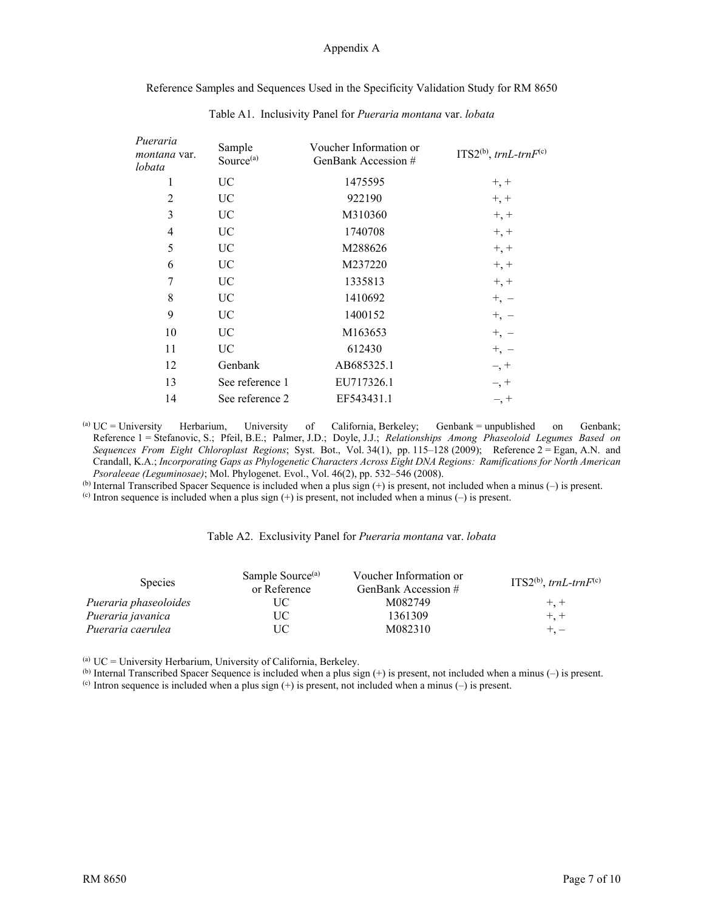# Appendix A

## Reference Samples and Sequences Used in the Specificity Validation Study for RM 8650

Table A1. Inclusivity Panel for *Pueraria montana* var. *lobata*

| *Pueraria montana* var. *lobata* | Sample Source[(a)] | Voucher Information or GenBank Accession # | ITS2[(b)], *trnL-trnF*[(c)] |
|---|---|---|---|
| 1 | UC | 1475595 | +, + |
| 2 | UC | 922190 | +, + |
| 3 | UC | M310360 | +, + |
| 4 | UC | 1740708 | +, + |
| 5 | UC | M288626 | +, + |
| 6 | UC | M237220 | +, + |
| 7 | UC | 1335813 | +, + |
| 8 | UC | 1410692 | +, – |
| 9 | UC | 1400152 | +, – |
| 10 | UC | M163653 | +, – |
| 11 | UC | 612430 | +, – |
| 12 | Genbank | AB685325.1 | –, + |
| 13 | See reference 1 | EU717326.1 | –, + |
| 14 | See reference 2 | EF543431.1 | –, + |

(a) UC = University Herbarium, University of California, Berkeley; Genbank = unpublished on Genbank; Reference 1 = Stefanovic, S.; Pfeil, B.E.; Palmer, J.D.; Doyle, J.J.; *Relationships Among Phaseoloid Legumes Based on Sequences From Eight Chloroplast Regions*; Syst. Bot., Vol. 34(1), pp. 115–128 (2009); Reference 2 = Egan, A.N. and Crandall, K.A.; *Incorporating Gaps as Phylogenetic Characters Across Eight DNA Regions: Ramifications for North American Psoraleeae (Leguminosae)*; Mol. Phylogenet. Evol., Vol. 46(2), pp. 532–546 (2008).

(b) Internal Transcribed Spacer Sequence is included when a plus sign (+) is present, not included when a minus (–) is present.

(c) Intron sequence is included when a plus sign (+) is present, not included when a minus (–) is present.

Table A2. Exclusivity Panel for *Pueraria montana* var. *lobata*

| Species | Sample Source[(a)] or Reference | Voucher Information or GenBank Accession # | ITS2[(b)], *trnL-trnF*[(c)] |
|---|---|---|---|
| *Pueraria phaseoloides* | UC | M082749 | +, + |
| *Pueraria javanica* | UC | 1361309 | +, + |
| *Pueraria caerulea* | UC | M082310 | +, – |

(a) UC = University Herbarium, University of California, Berkeley.

(b) Internal Transcribed Spacer Sequence is included when a plus sign (+) is present, not included when a minus (–) is present.

(c) Intron sequence is included when a plus sign (+) is present, not included when a minus (–) is present.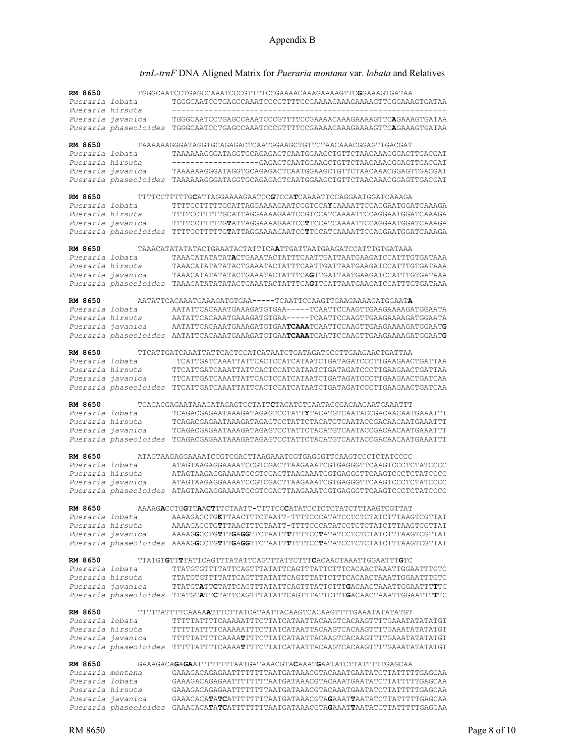Appendix B

*trnL-trnF* DNA Aligned Matrix for *Pueraria montana* var. *lobata* and Relatives

```
RM 8650              TGGGCAATCCTGAGCCAAATCCCGTTTTCCGAAAACAAAGAAAAGTTCGGAAAGTGATAA
Pueraria lobata      TGGGCAATCCTGAGCCAAATCCCGTTTTCCGAAAACAAAGAAAAGTTCGGAAAGTGATAA
Pueraria hirsuta     ------------------------------------------------------------
Pueraria javanica    TGGGCAATCCTGAGCCAAATCCCGTTTTCCGAAAACAAAGAAAAGTTCAGAAAGTGATAA
Pueraria phaseoloides TGGGCAATCCTGAGCCAAATCCCGTTTTCCGAAAACAAAGAAAAGTTCAGAAAGTGATAA

RM 8650              TAAAAAAGGGATAGGTGCAGAGACTCAATGGAAGCTGTTCTAACAAACGGAGTTGACGAT
Pueraria lobata      TAAAAAAGGGATAGGTGCAGAGACTCAATGGAAGCTGTTCTAACAAACGGAGTTGACGAT
Pueraria hirsuta     -------------------GAGACTCAATGGAAGCTGTTCTAACAAACGGAGTTGACGAT
Pueraria javanica    TAAAAAAGGGATAGGTGCAGAGACTCAATGGAAGCTGTTCTAACAAACGGAGTTGACGAT
Pueraria phaseoloides TAAAAAAGGGATAGGTGCAGAGACTCAATGGAAGCTGTTCTAACAAACGGAGTTGACGAT

RM 8650              TTTTCCTTTTTGCATTAGGAAAAGAATCCGTCCATCAAAATTCCAGGAATGGATCAAAGA
Pueraria lobata      TTTTCCTTTTTGCATTAGGAAAAGAATCCGTCCAYCAAAATTCCAGGAATGGATCAAAGA
Pueraria hirsuta     TTTTCCTTTTTGCATTAGGAAAAGAATCCGTCCATCAAAATTCCAGGAATGGATCAAAGA
Pueraria javanica    TTTTCCTTTTTGTATTAGGAAAAGAATCCTTCCATCAAAATTCCAGGAATGGATCAAAGA
Pueraria phaseoloides TTTTCCTTTTTGTATTAGGAAAAGAATCCTTCCATCAAAATTCCAGGAATGGATCAAAGA

RM 8650              TAAACATATATATACTGAAATACTATTTCAATTGATTAATGAAGATCCATTTGTGATAAA
Pueraria lobata      TAAACATATATATACTGAAATACTATTTCAATTGATTAATGAAGATCCATTTGTGATAAA
Pueraria hirsuta     TAAACATATATATACTGAAATACTATTTCAATTGATTAATGAAGATCCATTTGTGATAAA
Pueraria javanica    TAAACATATATATACTGAAATACTATTTCAGTTGATTAATGAAGATCCATTTGTGATAAA
Pueraria phaseoloides TAAACATATATATACTGAAATACTATTTCAGTTGATTAATGAAGATCCATTTGTGATAAA

RM 8650              AATATTCACAAATGAAAGATGTGAA-----TCAATTCCAAGTTGAAGAAAAGATGGAATA
Pueraria lobata      AATATTCACAAATGAAAGATGTGAA-----TCAATTCCAAGTTGAAGAAAAGATGGAATA
Pueraria hirsuta     AATATTCACAAATGAAAGATGTGAA-----TCAATTCCAAGTTGAAGAAAAGATGGAATA
Pueraria javanica    AATATTCACAAATGAAAGATGTGAATCAAATCAATTCCAAGTTGAAGAAAAGATGGAATG
Pueraria phaseoloides AATATTCACAAATGAAAGATGTGAATCAAATCAATTCCAAGTTGAAGAAAAGATGGAATG

RM 8650              TTCATTGATCAAATTATTCACTCCATCATAATCTGATAGATCCCTTGAAGAACTGATTAA
Pueraria lobata      TTCATTGATCAAATTATTCACTCCATCATAATCTGATAGATCCCTTGAAGAACTGATTAA
Pueraria hirsuta     TTCATTGATCAAATTATTCACTCCATCATAATCTGATAGATCCCTTGAAGAACTGATTAA
Pueraria javanica    TTCATTGATCAAATTATTCACTCCATCATAATCTGATAGATCCCTTGAAGAACTGATCAA
Pueraria phaseoloides TTCATTGATCAAATTATTCACTCCATCATAATCTGATAGATCCCTTGAAGAACTGATCAA

RM 8650              TCAGACGAGAATAAAGATAGAGTCCTATTCTACATGTCAATACCGACAACAATGAAATTT
Pueraria lobata      TCAGACGAGAATAAAGATAGAGTCCTATTYTACATGTCAATACCGACAACAATGAAATTT
Pueraria hirsuta     TCAGACGAGAATAAAGATAGAGTCCTATTCTACATGTCAATACCGACAACAATGAAATTT
Pueraria javanica    TCAGACGAGAATAAAGATAGAGTCCTATTCTACATGTCAATACCGACAACAATGAAATTT
Pueraria phaseoloides TCAGACGAGAATAAAGATAGAGTCCTATTCTACATGTCAATACCGACAACAATGAAATTT

RM 8650              ATAGTAAGAGGAAAATCCGTCGACTTAAGAAATCGTGAGGGTTCAAGTCCCTCTATCCCC
Pueraria lobata      ATAGTAAGAGGAAAATCCGTCGACTTAAGAAATCGTGAGGGTTCAAGTCCCTCTATCCCC
Pueraria hirsuta     ATAGTAAGAGGAAAATCCGTCGACTTAAGAAATCGTGAGGGTTCAAGTCCCTCTATCCCC
Pueraria javanica    ATAGTAAGAGGAAAATCCGTCGACTTAAGAAATCGTGAGGGTTCAAGTCCCTCTATCCCC
Pueraria phaseoloides ATAGTAAGAGGAAAATCCGTCGACTTAAGAAATCGTGAGGGTTCAAGTCCCTCTATCCCC

RM 8650              AAAAGACCTGGTTAACTTTCTAATT-TTTTCCCATATCCTCTCTATCTTTAAGTCGTTAT
Pueraria lobata      AAAAGACCTGKTTAACTTTCTAATT-TTTTCCCATATCCTCTCTATCTTTAAGTCGTTAT
Pueraria hirsuta     AAAAGACCTGTTTAACTTTCTAATT-TTTTCCCATATCCTCTCTATCTTTAAGTCGTTAT
Pueraria javanica    AAAAGGCCTGTTTGAGGTTCTAATTTTTTTCCTATATCCTCTCTATCTTTAAGTCGTTAT
Pueraria phaseoloides AAAAGGCCTGTTTGAGGTTCTAATTTTTTTCCTATATCCTCTCTATCTTTAAGTCGTTAT

RM 8650              TTATGTGTTTTATTCAGTTTATATTCAGTTTATTCTTTCACAACTAAATTGGAATTTGTC
Pueraria lobata      TTATGTGTTTTATTCAGTTTATATTCAGTTTATTCTTTCACAACTAAATTGGAATTTGTC
Pueraria hirsuta     TTATGTGTTTTATTCAGTTTATATTCAGTTTATTCTTTCACAACTAAATTGGAATTTGTC
Pueraria javanica    TTATGTATTCTATTCAGTTTATATTCAGTTTATTCTTTGACAACTAAATTGGAATTTTTC
Pueraria phaseoloides TTATGTATTCTATTCAGTTTATATTCAGTTTATTCTTTGACAACTAAATTGGAATTTTTC

RM 8650              TTTTTATTTTCAAAAATTTCTTATCATAATTACAAGTCACAAGTTTTGAAATATATATGT
Pueraria lobata      TTTTTATTTTCAAAAATTTCTTATCATAATTACAAGTCACAAGTTTTGAAATATATATGT
Pueraria hirsuta     TTTTTATTTTCAAAAATTTCTTATCATAATTACAAGTCACAAGTTTTGAAATATATATGT
Pueraria javanica    TTTTTATTTTCAAAATTTTCTTATCATAATTACAAGTCACAAGTTTTGAAATATATATGT
Pueraria phaseoloides TTTTTATTTTCAAAATTTTCTTATCATAATTACAAGTCACAAGTTTTGAAATATATATGT

RM 8650              GAAAGACAGAGAATTTTTTTTAATGATAAACGTACAAATGAATATCTTATTTTTGAGCAA
Pueraria montana     GAAAGACAGAGAATTTTTTTTAATGATAAACGTACAAATGAATATCTTATTTTTGAGCAA
Pueraria lobata      GAAAGACAGAGAATTTTTTTTAATGATAAACGTACAAATGAATATCTTATTTTTGAGCAA
Pueraria hirsuta     GAAAGACAGAGAATTTTTTTTAATGATAAACGTACAAATGAATATCTTATTTTTGAGCAA
Pueraria javanica    GAAACACATATCATTTTTTTTAATGATAAACGTAGAAATTAATATCTTATTTTTGAGCAA
Pueraria phaseoloides GAAACACATATCATTTTTTTTAATGATAAACGTAGAAATTAATATCTTATTTTTGAGCAA
```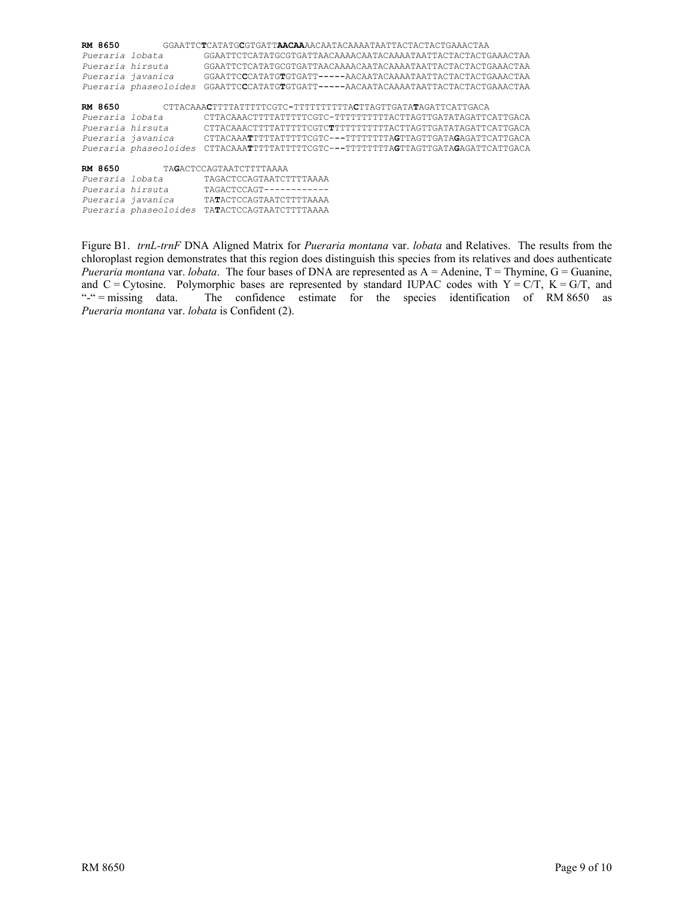```
RM 8650               GGAATTCTCATATGCGTGATTAACAAAACAATACAAAATAATTACTACTACTGAAACTAA
Pueraria lobata       GGAATTCTCATATGCGTGATTAACAAAACAATACAAAATAATTACTACTACTGAAACTAA
Pueraria hirsuta      GGAATTCTCATATGCGTGATTAACAAAACAATACAAAATAATTACTACTACTGAAACTAA
Pueraria javanica     GGAATTCCCATATGTGTGATT-----AACAATACAAAATAATTACTACTACTGAAACTAA
Pueraria phaseoloides GGAATTCCCATATGTGTGATT-----AACAATACAAAATAATTACTACTACTGAAACTAA

RM 8650               CTTACAAACTTTTATTTTTCGTC-TTTTTTTTTACTTAGTTGATATAGATTCATTGACA
Pueraria lobata       CTTACAAACTTTTATTTTTCGTC-TTTTTTTTTACTTAGTTGATATAGATTCATTGACA
Pueraria hirsuta      CTTACAAACTTTTATTTTTCGTCTTTTTTTTTTACTTAGTTGATATAGATTCATTGACA
Pueraria javanica     CTTACAAATTTTTATTTTTCGTC---TTTTTTTAGTTAGTTGATAGAGATTCATTGACA
Pueraria phaseoloides CTTACAAATTTTTATTTTTCGTC---TTTTTTTAGTTAGTTGATAGAGATTCATTGACA

RM 8650               TAGACTCCAGTAATCTTTTAAAA
Pueraria lobata       TAGACTCCAGTAATCTTTTAAAA
Pueraria hirsuta      TAGACTCCAGT------------
Pueraria javanica     TATACTCCAGTAATCTTTTAAAA
Pueraria phaseoloides TATACTCCAGTAATCTTTTAAAA
```

Figure B1. *trnL-trnF* DNA Aligned Matrix for *Pueraria montana* var. *lobata* and Relatives. The results from the chloroplast region demonstrates that this region does distinguish this species from its relatives and does authenticate *Pueraria montana* var. *lobata*. The four bases of DNA are represented as A = Adenine, T = Thymine, G = Guanine, and C = Cytosine. Polymorphic bases are represented by standard IUPAC codes with Y = C/T, K = G/T, and "-" = missing data. The confidence estimate for the species identification of RM 8650 as *Pueraria montana* var. *lobata* is Confident (2).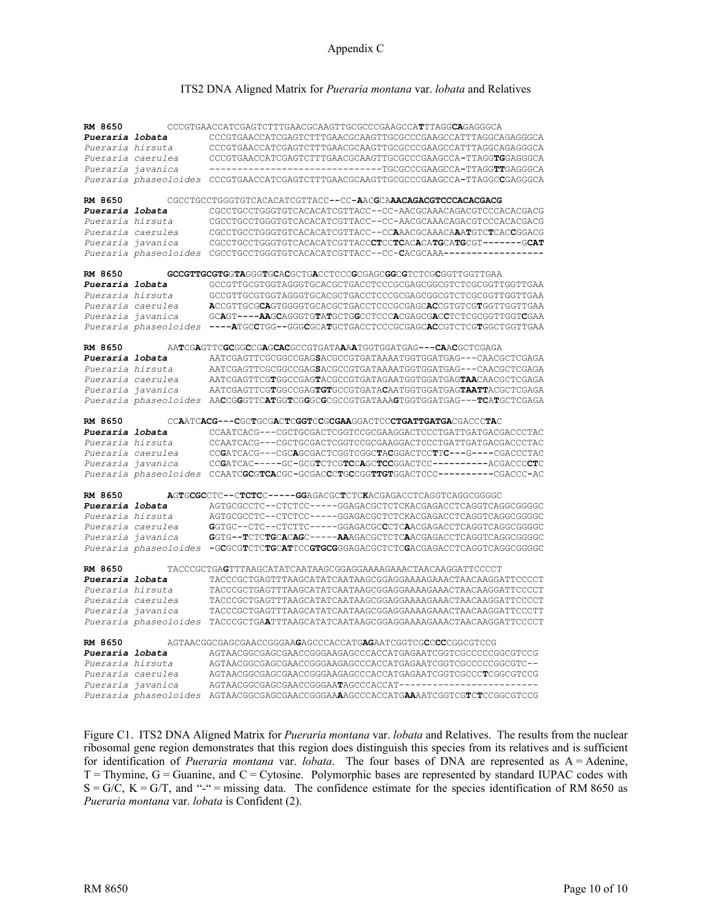Appendix C

ITS2 DNA Aligned Matrix for *Pueraria montana* var. *lobata* and Relatives

```
RM 8650               CCCGTGAACCATCGAGTCTTTGAACGCAAGTTGCGCCCGAAGCCATTTAGGCAGAGGGCA
Pueraria lobata       CCCGTGAACCATCGAGTCTTTGAACGCAAGTTGCGCCCGAAGCCATTTAGGCAGAGGGCA
Pueraria hirsuta      CCCGTGAACCATCGAGTCTTTGAACGCAAGTTGCGCCCGAAGCCATTTAGGCAGAGGGCA
Pueraria caerulea     CCCGTGAACCATCGAGTCTTTGAACGCAAGTTGCGCCCGAAGCCA-TTAGGTGGAGGGCA
Pueraria javanica     ------------------------------TGCGCCCGAAGCCA-TTAGGTTGAGGGCA
Pueraria phaseoloides CCCGTGAACCATCGAGTCTTTGAACGCAAGTTGCGCCCGAAGCCA-TTAGGCCGAGGGCA

RM 8650               CGCCTGCCTGGGTGTCACACATCGTTACC--CC-AACGCAAACAGACGTCCCACACGACG
Pueraria lobata       CGCCTGCCTGGGTGTCACACATCGTTACC--CC-AACGCAAACAGACGTCCCACACGACG
Pueraria hirsuta      CGCCTGCCTGGGTGTCACACATCGTTACC--CC-AACGCAAACAGACGTCCCACACGACG
Pueraria caerulea     CGCCTGCCTGGGTGTCACACATCGTTACC--CCAAACGCAAACAAATGTCTCACCGGACG
Pueraria javanica     CGCCTGCCTGGGTGTCACACATCGTTACCCTCCTCACACATGCATGCGT-------GCAT
Pueraria phaseoloides CGCCTGCCTGGGTGTCACACATCGTTACC--CC-CACGCAAA------------------

RM 8650               GCCGTTGCGTGGTAGGGTGCACGCTGACCTCCCGCGAGCGGCGTCTCGCGGTTGGTTGAA
Pueraria lobata       GCCGTTGCGTGGTAGGGTGCACGCTGACCTCCCGCGAGCGGCGTCTCGCGGTTGGTTGAA
Pueraria hirsuta      GCCGTTGCGTGGTAGGGTGCACGCTGACCTCCCGCGAGCGGCGTCTCGCGGTTGGTTGAA
Pueraria caerulea     ACCGTTGCGCAGTGGGGTGCACGCTGACCTCCCGCGAGCACCGTGTCGTGGTTGGTTGAA
Pueraria javanica     GCAGT----AAGCAGGGTGTATGCTGGCCTCCCACGAGCGACCTCTCGCGGTTGGTCGAA
Pueraria phaseoloides ----ATGCCTGG--GGGCGCATGCTGACCTCCCGCGAGCACCGTCTCGTGGCTGGTTGAA

RM 8650               AATCGAGTTCGCGGCCGAGCACGCCGTGATAAAATGGTGGATGAG---CAACGCTCGAGA
Pueraria lobata       AATCGAGTTCGCGGCCGAGSACGCCGTGATAAAATGGTGGATGAG---CAACGCTCGAGA
Pueraria hirsuta      AATCGAGTTCGCGGCCGAGSACGCCGTGATAAAATGGTGGATGAG---CAACGCTCGAGA
Pueraria caerulea     AATCGAGTTCGTGGCCGAGTACGCCGTGATAGAATGGTGGATGAGTAACAACGCTCGAGA
Pueraria javanica     AATCGAGTTCGTGGCCGAGTGTGCCGTGATACAATGGTGGATGAGTAATTACGCTCGAGA
Pueraria phaseoloides AACCGGGTTCATGGTCGGGCGCGCCGTGATAAAGTGGTGGATGAG---TCATGCTCGAGA

RM 8650               CCAATCACG---CGCTGCGACTCGGTCCGCGAAGGACTCCCTGATTGATGACGACCCTAC
Pueraria lobata       CCAATCACG---CGCTGCGACTCGGTCCGCGAAGGACTCCCTGATTGATGACGACCCTAC
Pueraria hirsuta      CCAATCACG---CGCTGCGACTCGGTCCGCGAAGGACTCCCTGATTGATGACGACCCTAC
Pueraria caerulea     CCGATCACG---CGCAGCGACTCGGTCGGCTACGGACTCCTTC---G----CGACCCTAC
Pueraria javanica     CCGATCAC-----GC-GCGTCTCGTCCAGCTCCGGACTCC----------ACGACCCCTC
Pueraria phaseoloides CCAATCGCGTCACGC-GCGACCCTGCCGGTTGTGGACTCCC----------CGACCC-AC

RM 8650               AGTGCGCCTC--CTCTCC-----GGAGACGCTCTCKACGAGACCTCAGGTCAGGCGGGGC
Pueraria lobata       AGTGCGCCTC--CTCTCC-----GGAGACGCTCTCKACGAGACCTCAGGTCAGGCGGGGC
Pueraria hirsuta      AGTGCGCCTC--CTCTCC-----GGAGACGCTCTCKACGAGACCTCAGGTCAGGCGGGGC
Pueraria caerulea     GGTGC--CTC--CTCTTC-----GGAGACGCCCTCAACGAGACCTCAGGTCAGGCGGGGC
Pueraria javanica     GGTG--TCTCTGCACAGC-----AAAGACGCTCTCAACGAGACCTCAGGTCAGGCGGGGC
Pueraria phaseoloides -GCGCGTCTCTGCATTCCGTGCGGGAGACGCTCTCGACGAGACCTCAGGTCAGGCGGGGC

RM 8650               TACCCGCTGAGTTTAAGCATATCAATAAGCGGAGGAAAAGAAACTAACAAGGATTCCCCT
Pueraria lobata       TACCCGCTGAGTTTAAGCATATCAATAAGCGGAGGAAAAGAAACTAACAAGGATTCCCCT
Pueraria hirsuta      TACCCGCTGAGTTTAAGCATATCAATAAGCGGAGGAAAAGAAACTAACAAGGATTCCCCT
Pueraria caerulea     TACCCGCTGAGTTTAAGCATATCAATAAGCGGAGGAAAAGAAACTAACAAGGATTCCCCT
Pueraria javanica     TACCCGCTGAGTTTAAGCATATCAATAAGCGGAGGAAAAGAAACTAACAAGGATTCCCTT
Pueraria phaseoloides TACCCGCTGAATTTAAGCATATCAATAAGCGGAGGAAAAGAAACTAACAAGGATTCCCCT

RM 8650               AGTAACGGCGAGCGAACCGGGAAGAGCCCACCATGAGAATCGGTCGCCCCCGGCGTCCG
Pueraria lobata       AGTAACGGCGAGCGAACCGGGAAGAGCCCACCATGAGAATCGGTCGCCCCCGGCGTCCG
Pueraria hirsuta      AGTAACGGCGAGCGAACCGGGAAGAGCCCACCATGAGAATCGGTCGCCCCCGGCGTC--
Pueraria caerulea     AGTAACGGCGAGCGAACCGGGAAGAGCCCACCATGAGAATCGGTCGCCCTCGGCGTCCG
Pueraria javanica     AGTAACGGCGAGCGAACCGGGAATAGCCCACCAT-------------------------
Pueraria phaseoloides AGTAACGGCGAGCGAACCGGGAAAAGCCCACCATGAAAATCGGTCGTCTCCGGCGTCCG
```

Figure C1. ITS2 DNA Aligned Matrix for *Pueraria montana* var. *lobata* and Relatives. The results from the nuclear ribosomal gene region demonstrates that this region does distinguish this species from its relatives and is sufficient for identification of *Pueraria montana* var. *lobata*. The four bases of DNA are represented as A = Adenine, T = Thymine, G = Guanine, and C = Cytosine. Polymorphic bases are represented by standard IUPAC codes with S = G/C, K = G/T, and "-" = missing data. The confidence estimate for the species identification of RM 8650 as *Pueraria montana* var. *lobata* is Confident (2).